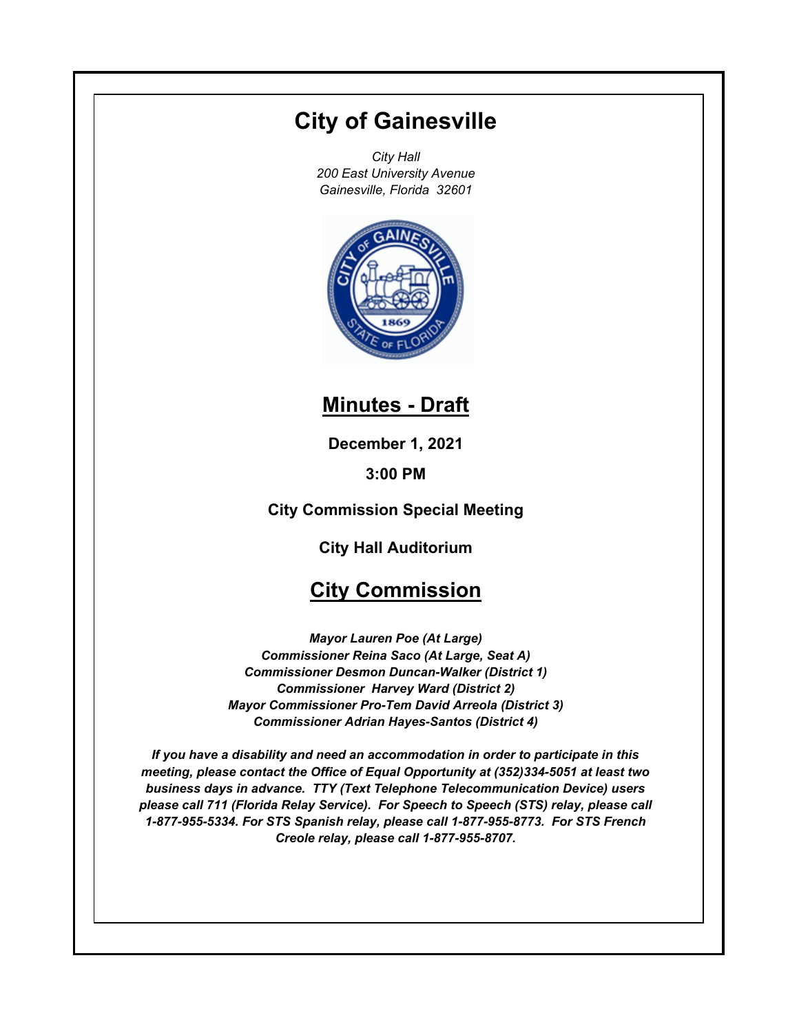# City of Gainesville

*City Hall*
*200 East University Avenue*
*Gainesville, Florida 32601*

## Minutes - Draft

**December 1, 2021**

**3:00 PM**

**City Commission Special Meeting**

**City Hall Auditorium**

## City Commission

***Mayor Lauren Poe (At Large)***
***Commissioner Reina Saco (At Large, Seat A)***
***Commissioner Desmon Duncan-Walker (District 1)***
***Commissioner Harvey Ward (District 2)***
***Mayor Commissioner Pro-Tem David Arreola (District 3)***
***Commissioner Adrian Hayes-Santos (District 4)***

***If you have a disability and need an accommodation in order to participate in this meeting, please contact the Office of Equal Opportunity at (352)334-5051 at least two business days in advance. TTY (Text Telephone Telecommunication Device) users please call 711 (Florida Relay Service). For Speech to Speech (STS) relay, please call 1-877-955-5334. For STS Spanish relay, please call 1-877-955-8773. For STS French Creole relay, please call 1-877-955-8707.***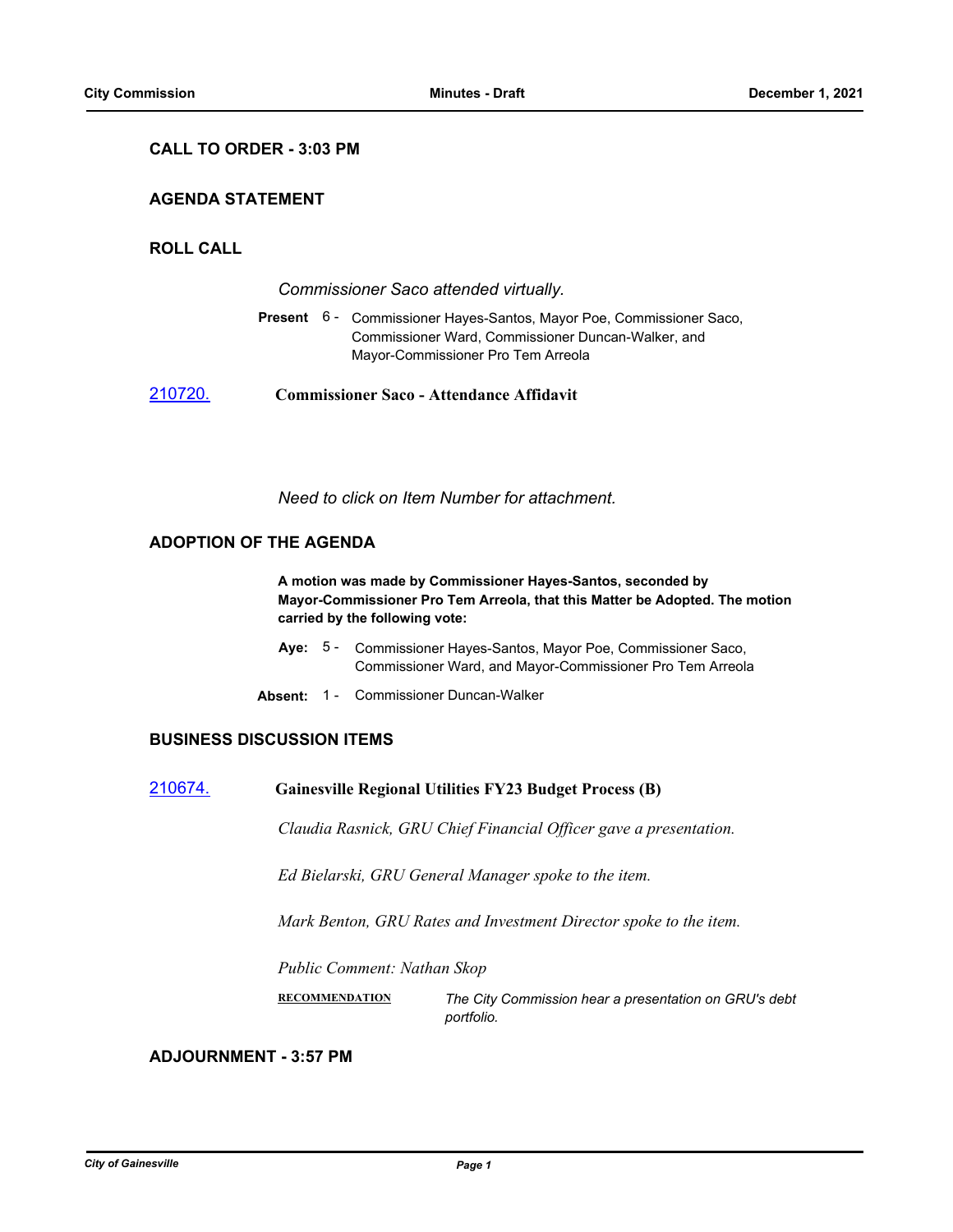## CALL TO ORDER - 3:03 PM

## AGENDA STATEMENT

## ROLL CALL

*Commissioner Saco attended virtually.*

**Present** 6 - Commissioner Hayes-Santos, Mayor Poe, Commissioner Saco, Commissioner Ward, Commissioner Duncan-Walker, and Mayor-Commissioner Pro Tem Arreola

[210720.] **Commissioner Saco - Attendance Affidavit**

*Need to click on Item Number for attachment.*

## ADOPTION OF THE AGENDA

**A motion was made by Commissioner Hayes-Santos, seconded by Mayor-Commissioner Pro Tem Arreola, that this Matter be Adopted. The motion carried by the following vote:**

**Aye:** 5 - Commissioner Hayes-Santos, Mayor Poe, Commissioner Saco, Commissioner Ward, and Mayor-Commissioner Pro Tem Arreola

**Absent:** 1 - Commissioner Duncan-Walker

## BUSINESS DISCUSSION ITEMS

[210674.] **Gainesville Regional Utilities FY23 Budget Process (B)**

*Claudia Rasnick, GRU Chief Financial Officer gave a presentation.*

*Ed Bielarski, GRU General Manager spoke to the item.*

*Mark Benton, GRU Rates and Investment Director spoke to the item.*

*Public Comment: Nathan Skop*

**RECOMMENDATION** *The City Commission hear a presentation on GRU's debt portfolio.*

## ADJOURNMENT - 3:57 PM